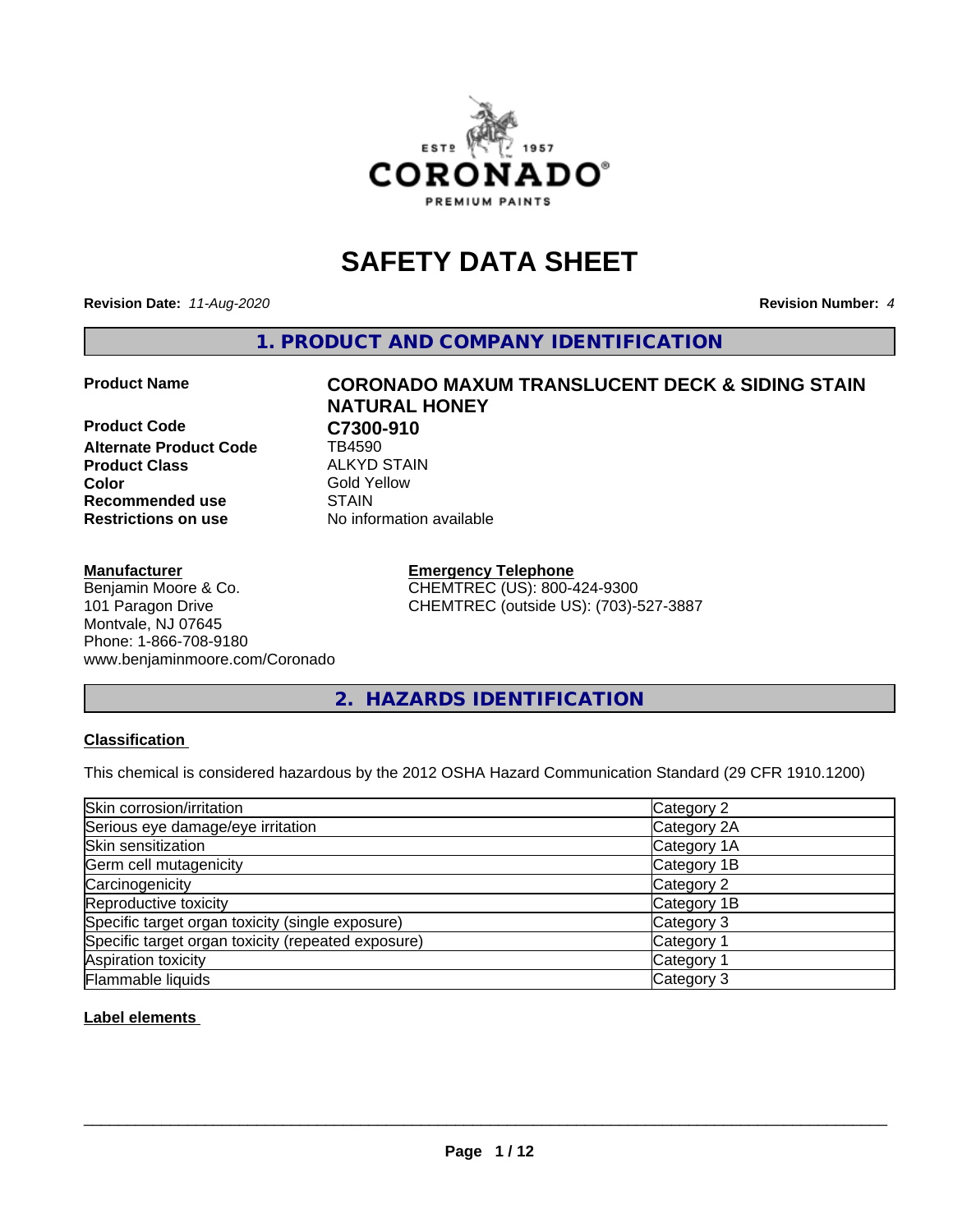# SAFETY DATA SHEET

**Revision Date:** *11-Aug-2020* **Revision Number:** *4*

## 1. PRODUCT AND COMPANY IDENTIFICATION

| | |
|---|---|
| **Product Name** | **CORONADO MAXUM TRANSLUCENT DECK & SIDING STAIN NATURAL HONEY** |
| **Product Code** | **C7300-910** |
| **Alternate Product Code** | TB4590 |
| **Product Class** | ALKYD STAIN |
| **Color** | Gold Yellow |
| **Recommended use** | STAIN |
| **Restrictions on use** | No information available |

**Manufacturer**
Benjamin Moore & Co.
101 Paragon Drive
Montvale, NJ 07645
Phone: 1-866-708-9180
www.benjaminmoore.com/Coronado

**Emergency Telephone**
CHEMTREC (US): 800-424-9300
CHEMTREC (outside US): (703)-527-3887

## 2. HAZARDS IDENTIFICATION

**Classification**

This chemical is considered hazardous by the 2012 OSHA Hazard Communication Standard (29 CFR 1910.1200)

| | |
|---|---|
| Skin corrosion/irritation | Category 2 |
| Serious eye damage/eye irritation | Category 2A |
| Skin sensitization | Category 1A |
| Germ cell mutagenicity | Category 1B |
| Carcinogenicity | Category 2 |
| Reproductive toxicity | Category 1B |
| Specific target organ toxicity (single exposure) | Category 3 |
| Specific target organ toxicity (repeated exposure) | Category 1 |
| Aspiration toxicity | Category 1 |
| Flammable liquids | Category 3 |

**Label elements**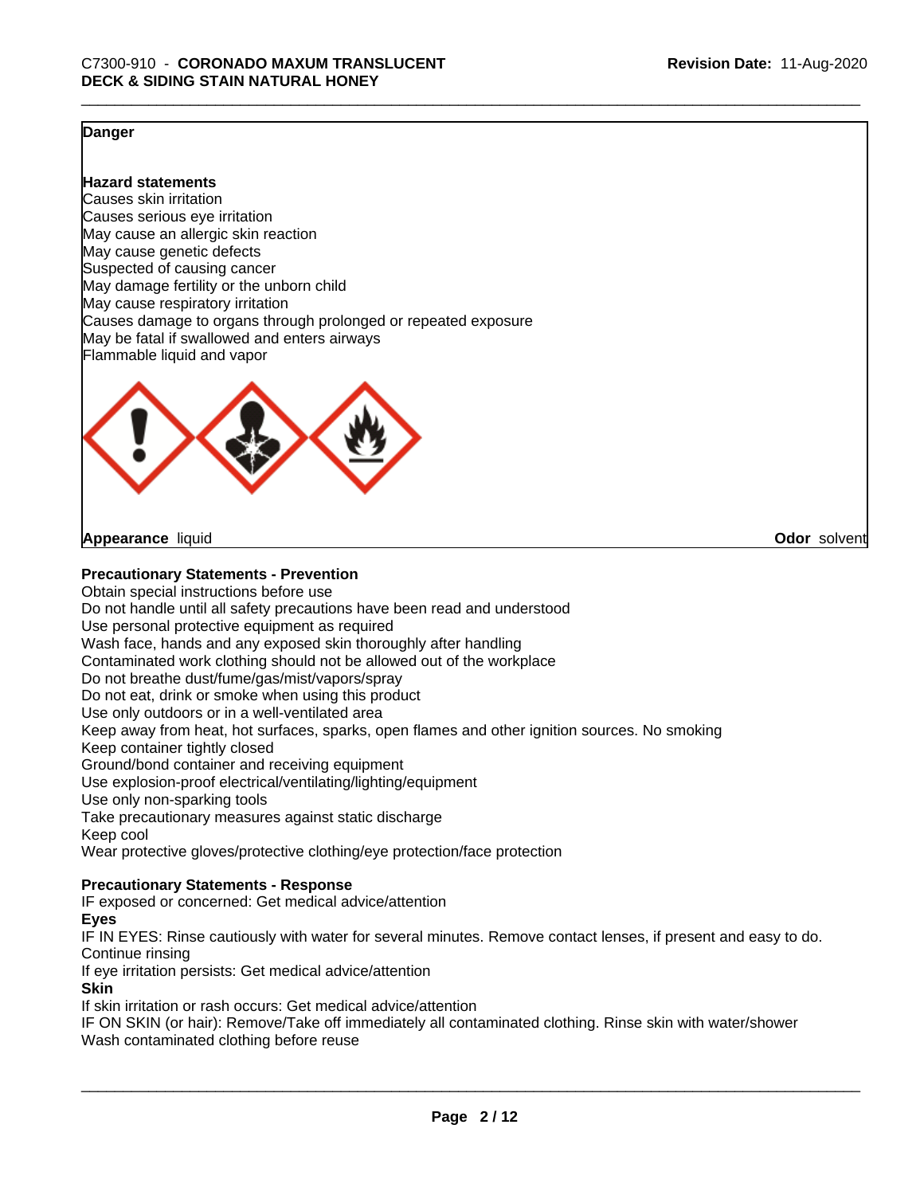**Danger**

**Hazard statements**
Causes skin irritation
Causes serious eye irritation
May cause an allergic skin reaction
May cause genetic defects
Suspected of causing cancer
May damage fertility or the unborn child
May cause respiratory irritation
Causes damage to organs through prolonged or repeated exposure
May be fatal if swallowed and enters airways
Flammable liquid and vapor

**Appearance** liquid **Odor** solvent

**Precautionary Statements - Prevention**
Obtain special instructions before use
Do not handle until all safety precautions have been read and understood
Use personal protective equipment as required
Wash face, hands and any exposed skin thoroughly after handling
Contaminated work clothing should not be allowed out of the workplace
Do not breathe dust/fume/gas/mist/vapors/spray
Do not eat, drink or smoke when using this product
Use only outdoors or in a well-ventilated area
Keep away from heat, hot surfaces, sparks, open flames and other ignition sources. No smoking
Keep container tightly closed
Ground/bond container and receiving equipment
Use explosion-proof electrical/ventilating/lighting/equipment
Use only non-sparking tools
Take precautionary measures against static discharge
Keep cool
Wear protective gloves/protective clothing/eye protection/face protection

**Precautionary Statements - Response**
IF exposed or concerned: Get medical advice/attention
**Eyes**
IF IN EYES: Rinse cautiously with water for several minutes. Remove contact lenses, if present and easy to do. Continue rinsing
If eye irritation persists: Get medical advice/attention
**Skin**
If skin irritation or rash occurs: Get medical advice/attention
IF ON SKIN (or hair): Remove/Take off immediately all contaminated clothing. Rinse skin with water/shower
Wash contaminated clothing before reuse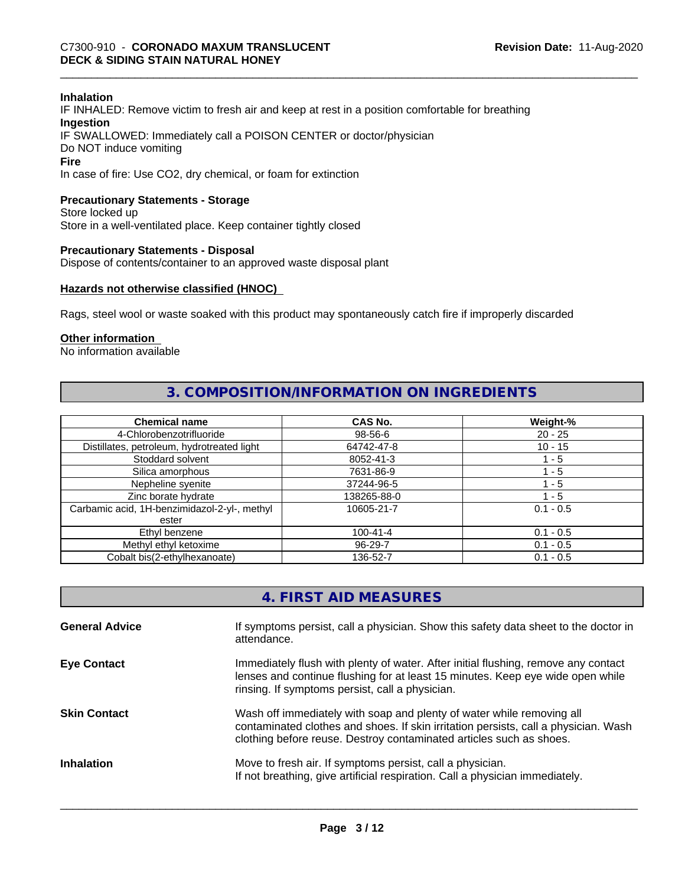**Inhalation**
IF INHALED: Remove victim to fresh air and keep at rest in a position comfortable for breathing
**Ingestion**
IF SWALLOWED: Immediately call a POISON CENTER or doctor/physician
Do NOT induce vomiting
**Fire**
In case of fire: Use CO2, dry chemical, or foam for extinction

**Precautionary Statements - Storage**
Store locked up
Store in a well-ventilated place. Keep container tightly closed

**Precautionary Statements - Disposal**
Dispose of contents/container to an approved waste disposal plant

**Hazards not otherwise classified (HNOC)**

Rags, steel wool or waste soaked with this product may spontaneously catch fire if improperly discarded

**Other information**
No information available

## 3. COMPOSITION/INFORMATION ON INGREDIENTS

| Chemical name | CAS No. | Weight-% |
|---|---|---|
| 4-Chlorobenzotrifluoride | 98-56-6 | 20 - 25 |
| Distillates, petroleum, hydrotreated light | 64742-47-8 | 10 - 15 |
| Stoddard solvent | 8052-41-3 | 1 - 5 |
| Silica amorphous | 7631-86-9 | 1 - 5 |
| Nepheline syenite | 37244-96-5 | 1 - 5 |
| Zinc borate hydrate | 138265-88-0 | 1 - 5 |
| Carbamic acid, 1H-benzimidazol-2-yl-, methyl ester | 10605-21-7 | 0.1 - 0.5 |
| Ethyl benzene | 100-41-4 | 0.1 - 0.5 |
| Methyl ethyl ketoxime | 96-29-7 | 0.1 - 0.5 |
| Cobalt bis(2-ethylhexanoate) | 136-52-7 | 0.1 - 0.5 |

## 4. FIRST AID MEASURES

**General Advice** If symptoms persist, call a physician. Show this safety data sheet to the doctor in attendance.

**Eye Contact** Immediately flush with plenty of water. After initial flushing, remove any contact lenses and continue flushing for at least 15 minutes. Keep eye wide open while rinsing. If symptoms persist, call a physician.

**Skin Contact** Wash off immediately with soap and plenty of water while removing all contaminated clothes and shoes. If skin irritation persists, call a physician. Wash clothing before reuse. Destroy contaminated articles such as shoes.

**Inhalation** Move to fresh air. If symptoms persist, call a physician.
If not breathing, give artificial respiration. Call a physician immediately.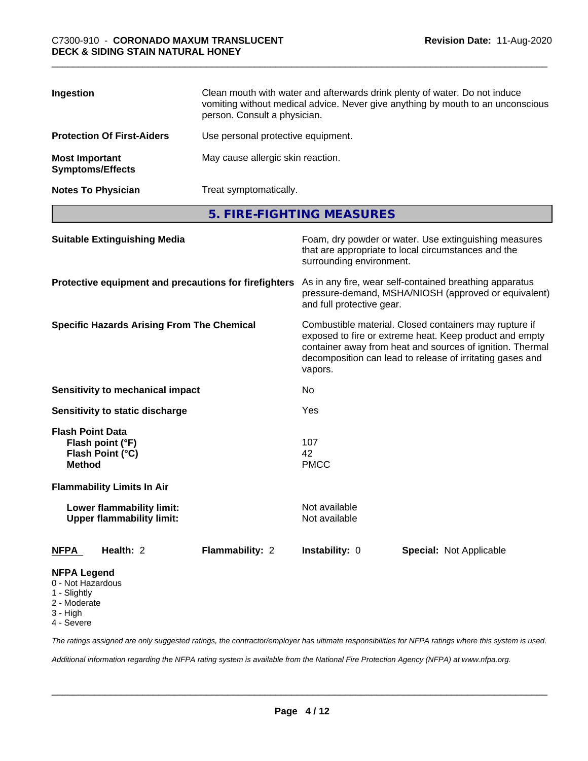| | |
|---|---|
| **Ingestion** | Clean mouth with water and afterwards drink plenty of water. Do not induce vomiting without medical advice. Never give anything by mouth to an unconscious person. Consult a physician. |
| **Protection Of First-Aiders** | Use personal protective equipment. |
| **Most Important Symptoms/Effects** | May cause allergic skin reaction. |
| **Notes To Physician** | Treat symptomatically. |

## 5. FIRE-FIGHTING MEASURES

| | |
|---|---|
| **Suitable Extinguishing Media** | Foam, dry powder or water. Use extinguishing measures that are appropriate to local circumstances and the surrounding environment. |
| **Protective equipment and precautions for firefighters** | As in any fire, wear self-contained breathing apparatus pressure-demand, MSHA/NIOSH (approved or equivalent) and full protective gear. |
| **Specific Hazards Arising From The Chemical** | Combustible material. Closed containers may rupture if exposed to fire or extreme heat. Keep product and empty container away from heat and sources of ignition. Thermal decomposition can lead to release of irritating gases and vapors. |
| **Sensitivity to mechanical impact** | No |
| **Sensitivity to static discharge** | Yes |

**Flash Point Data**

| | |
|---|---|
| **Flash point (°F)** | 107 |
| **Flash Point (°C)** | 42 |
| **Method** | PMCC |

**Flammability Limits In Air**

| | |
|---|---|
| **Lower flammability limit:** | Not available |
| **Upper flammability limit:** | Not available |

| **NFPA** | **Health:** 2 | **Flammability:** 2 | **Instability:** 0 | **Special:** Not Applicable |
|---|---|---|---|---|

**NFPA Legend**
- 0 - Not Hazardous
- 1 - Slightly
- 2 - Moderate
- 3 - High
- 4 - Severe

*The ratings assigned are only suggested ratings, the contractor/employer has ultimate responsibilities for NFPA ratings where this system is used.*

*Additional information regarding the NFPA rating system is available from the National Fire Protection Agency (NFPA) at www.nfpa.org.*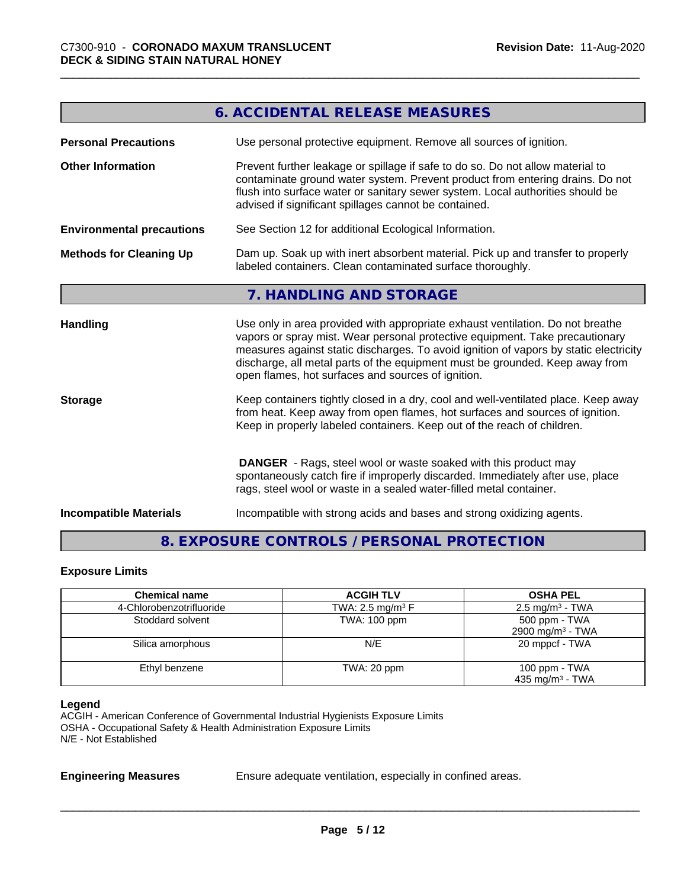## 6. ACCIDENTAL RELEASE MEASURES

**Personal Precautions**
Use personal protective equipment. Remove all sources of ignition.

**Other Information**
Prevent further leakage or spillage if safe to do so. Do not allow material to contaminate ground water system. Prevent product from entering drains. Do not flush into surface water or sanitary sewer system. Local authorities should be advised if significant spillages cannot be contained.

**Environmental precautions**
See Section 12 for additional Ecological Information.

**Methods for Cleaning Up**
Dam up. Soak up with inert absorbent material. Pick up and transfer to properly labeled containers. Clean contaminated surface thoroughly.

## 7. HANDLING AND STORAGE

**Handling**
Use only in area provided with appropriate exhaust ventilation. Do not breathe vapors or spray mist. Wear personal protective equipment. Take precautionary measures against static discharges. To avoid ignition of vapors by static electricity discharge, all metal parts of the equipment must be grounded. Keep away from open flames, hot surfaces and sources of ignition.

**Storage**
Keep containers tightly closed in a dry, cool and well-ventilated place. Keep away from heat. Keep away from open flames, hot surfaces and sources of ignition. Keep in properly labeled containers. Keep out of the reach of children.

**DANGER** - Rags, steel wool or waste soaked with this product may spontaneously catch fire if improperly discarded. Immediately after use, place rags, steel wool or waste in a sealed water-filled metal container.

**Incompatible Materials**
Incompatible with strong acids and bases and strong oxidizing agents.

## 8. EXPOSURE CONTROLS / PERSONAL PROTECTION

### Exposure Limits

| Chemical name | ACGIH TLV | OSHA PEL |
|---|---|---|
| 4-Chlorobenzotrifluoride | TWA: 2.5 mg/m³ F | 2.5 mg/m³ - TWA |
| Stoddard solvent | TWA: 100 ppm | 500 ppm - TWA<br>2900 mg/m³ - TWA |
| Silica amorphous | N/E | 20 mppcf - TWA |
| Ethyl benzene | TWA: 20 ppm | 100 ppm - TWA<br>435 mg/m³ - TWA |

**Legend**
ACGIH - American Conference of Governmental Industrial Hygienists Exposure Limits
OSHA - Occupational Safety & Health Administration Exposure Limits
N/E - Not Established

**Engineering Measures**
Ensure adequate ventilation, especially in confined areas.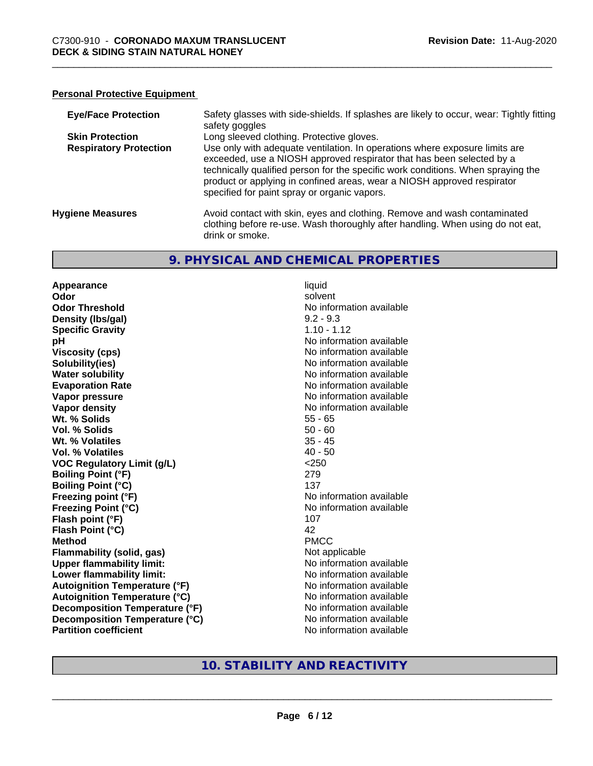**Personal Protective Equipment**

| | |
|---|---|
| **Eye/Face Protection** | Safety glasses with side-shields. If splashes are likely to occur, wear: Tightly fitting safety goggles |
| **Skin Protection** | Long sleeved clothing. Protective gloves. |
| **Respiratory Protection** | Use only with adequate ventilation. In operations where exposure limits are exceeded, use a NIOSH approved respirator that has been selected by a technically qualified person for the specific work conditions. When spraying the product or applying in confined areas, wear a NIOSH approved respirator specified for paint spray or organic vapors. |

**Hygiene Measures**: Avoid contact with skin, eyes and clothing. Remove and wash contaminated clothing before re-use. Wash thoroughly after handling. When using do not eat, drink or smoke.

## 9. PHYSICAL AND CHEMICAL PROPERTIES

| | |
|---|---|
| **Appearance** | liquid |
| **Odor** | solvent |
| **Odor Threshold** | No information available |
| **Density (lbs/gal)** | 9.2 - 9.3 |
| **Specific Gravity** | 1.10 - 1.12 |
| **pH** | No information available |
| **Viscosity (cps)** | No information available |
| **Solubility(ies)** | No information available |
| **Water solubility** | No information available |
| **Evaporation Rate** | No information available |
| **Vapor pressure** | No information available |
| **Vapor density** | No information available |
| **Wt. % Solids** | 55 - 65 |
| **Vol. % Solids** | 50 - 60 |
| **Wt. % Volatiles** | 35 - 45 |
| **Vol. % Volatiles** | 40 - 50 |
| **VOC Regulatory Limit (g/L)** | <250 |
| **Boiling Point (°F)** | 279 |
| **Boiling Point (°C)** | 137 |
| **Freezing point (°F)** | No information available |
| **Freezing Point (°C)** | No information available |
| **Flash point (°F)** | 107 |
| **Flash Point (°C)** | 42 |
| **Method** | PMCC |
| **Flammability (solid, gas)** | Not applicable |
| **Upper flammability limit:** | No information available |
| **Lower flammability limit:** | No information available |
| **Autoignition Temperature (°F)** | No information available |
| **Autoignition Temperature (°C)** | No information available |
| **Decomposition Temperature (°F)** | No information available |
| **Decomposition Temperature (°C)** | No information available |
| **Partition coefficient** | No information available |

## 10. STABILITY AND REACTIVITY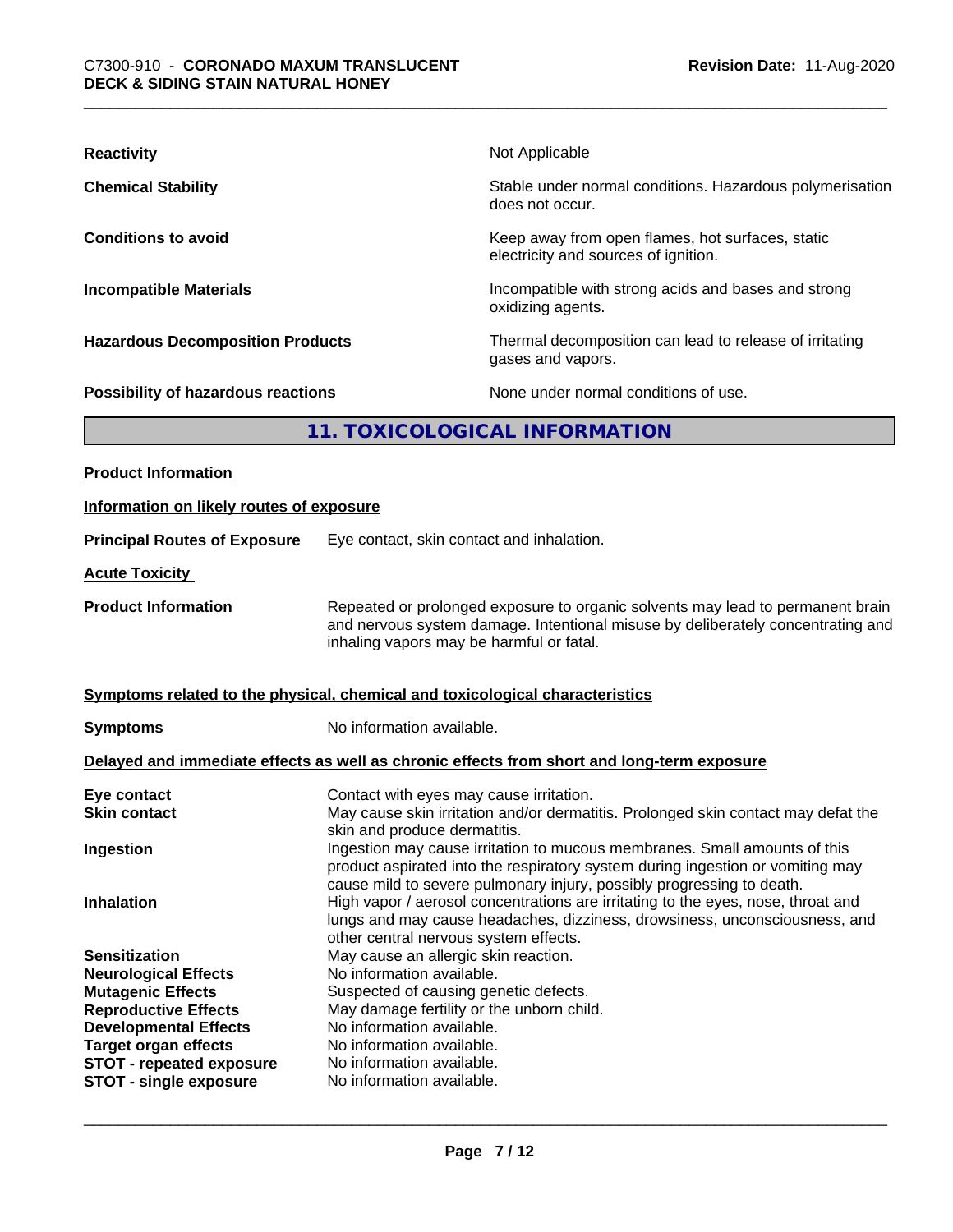| | |
|---|---|
| **Reactivity** | Not Applicable |
| **Chemical Stability** | Stable under normal conditions. Hazardous polymerisation does not occur. |
| **Conditions to avoid** | Keep away from open flames, hot surfaces, static electricity and sources of ignition. |
| **Incompatible Materials** | Incompatible with strong acids and bases and strong oxidizing agents. |
| **Hazardous Decomposition Products** | Thermal decomposition can lead to release of irritating gases and vapors. |
| **Possibility of hazardous reactions** | None under normal conditions of use. |

## 11. TOXICOLOGICAL INFORMATION

**Product Information**

**Information on likely routes of exposure**

**Principal Routes of Exposure** Eye contact, skin contact and inhalation.

**Acute Toxicity**

**Product Information** Repeated or prolonged exposure to organic solvents may lead to permanent brain and nervous system damage. Intentional misuse by deliberately concentrating and inhaling vapors may be harmful or fatal.

**Symptoms related to the physical, chemical and toxicological characteristics**

**Symptoms** No information available.

**Delayed and immediate effects as well as chronic effects from short and long-term exposure**

| | |
|---|---|
| **Eye contact** | Contact with eyes may cause irritation. |
| **Skin contact** | May cause skin irritation and/or dermatitis. Prolonged skin contact may defat the skin and produce dermatitis. |
| **Ingestion** | Ingestion may cause irritation to mucous membranes. Small amounts of this product aspirated into the respiratory system during ingestion or vomiting may cause mild to severe pulmonary injury, possibly progressing to death. |
| **Inhalation** | High vapor / aerosol concentrations are irritating to the eyes, nose, throat and lungs and may cause headaches, dizziness, drowsiness, unconsciousness, and other central nervous system effects. |
| **Sensitization** | May cause an allergic skin reaction. |
| **Neurological Effects** | No information available. |
| **Mutagenic Effects** | Suspected of causing genetic defects. |
| **Reproductive Effects** | May damage fertility or the unborn child. |
| **Developmental Effects** | No information available. |
| **Target organ effects** | No information available. |
| **STOT - repeated exposure** | No information available. |
| **STOT - single exposure** | No information available. |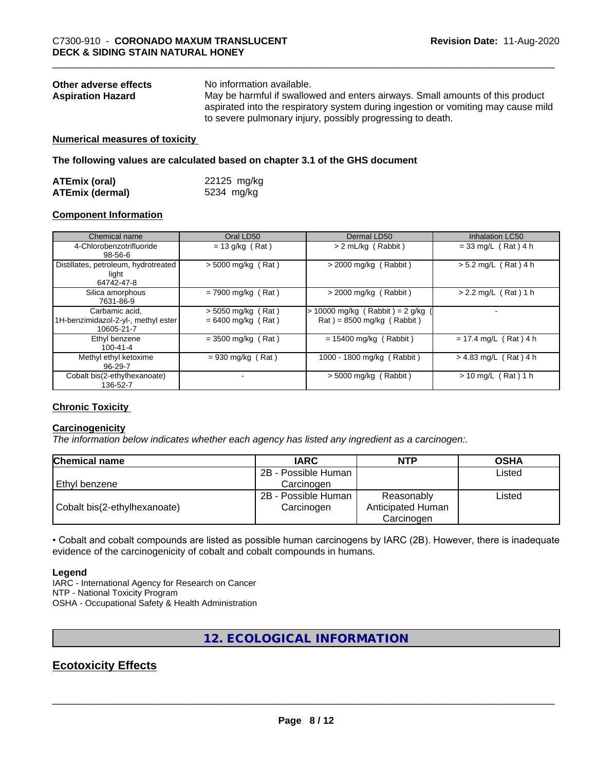**Other adverse effects** No information available.

**Aspiration Hazard** May be harmful if swallowed and enters airways. Small amounts of this product aspirated into the respiratory system during ingestion or vomiting may cause mild to severe pulmonary injury, possibly progressing to death.

**Numerical measures of toxicity**

**The following values are calculated based on chapter 3.1 of the GHS document**

| | |
|---|---|
| **ATEmix (oral)** | 22125 mg/kg |
| **ATEmix (dermal)** | 5234 mg/kg |

**Component Information**

| Chemical name | Oral LD50 | Dermal LD50 | Inhalation LC50 |
|---|---|---|---|
| 4-Chlorobenzotrifluoride 98-56-6 | = 13 g/kg ( Rat ) | > 2 mL/kg ( Rabbit ) | = 33 mg/L ( Rat ) 4 h |
| Distillates, petroleum, hydrotreated light 64742-47-8 | > 5000 mg/kg ( Rat ) | > 2000 mg/kg ( Rabbit ) | > 5.2 mg/L ( Rat ) 4 h |
| Silica amorphous 7631-86-9 | = 7900 mg/kg ( Rat ) | > 2000 mg/kg ( Rabbit ) | > 2.2 mg/L ( Rat ) 1 h |
| Carbamic acid, 1H-benzimidazol-2-yl-, methyl ester 10605-21-7 | > 5050 mg/kg ( Rat ) = 6400 mg/kg ( Rat ) | > 10000 mg/kg ( Rabbit ) = 2 g/kg ( Rat ) = 8500 mg/kg ( Rabbit ) | - |
| Ethyl benzene 100-41-4 | = 3500 mg/kg ( Rat ) | = 15400 mg/kg ( Rabbit ) | = 17.4 mg/L ( Rat ) 4 h |
| Methyl ethyl ketoxime 96-29-7 | = 930 mg/kg ( Rat ) | 1000 - 1800 mg/kg ( Rabbit ) | > 4.83 mg/L ( Rat ) 4 h |
| Cobalt bis(2-ethylhexanoate) 136-52-7 | - | > 5000 mg/kg ( Rabbit ) | > 10 mg/L ( Rat ) 1 h |

**Chronic Toxicity**

**Carcinogenicity**

*The information below indicates whether each agency has listed any ingredient as a carcinogen:.*

| Chemical name | IARC | NTP | OSHA |
|---|---|---|---|
| Ethyl benzene | 2B - Possible Human Carcinogen | | Listed |
| Cobalt bis(2-ethylhexanoate) | 2B - Possible Human Carcinogen | Reasonably Anticipated Human Carcinogen | Listed |

• Cobalt and cobalt compounds are listed as possible human carcinogens by IARC (2B). However, there is inadequate evidence of the carcinogenicity of cobalt and cobalt compounds in humans.

**Legend**

IARC - International Agency for Research on Cancer
NTP - National Toxicity Program
OSHA - Occupational Safety & Health Administration

## 12. ECOLOGICAL INFORMATION

## Ecotoxicity Effects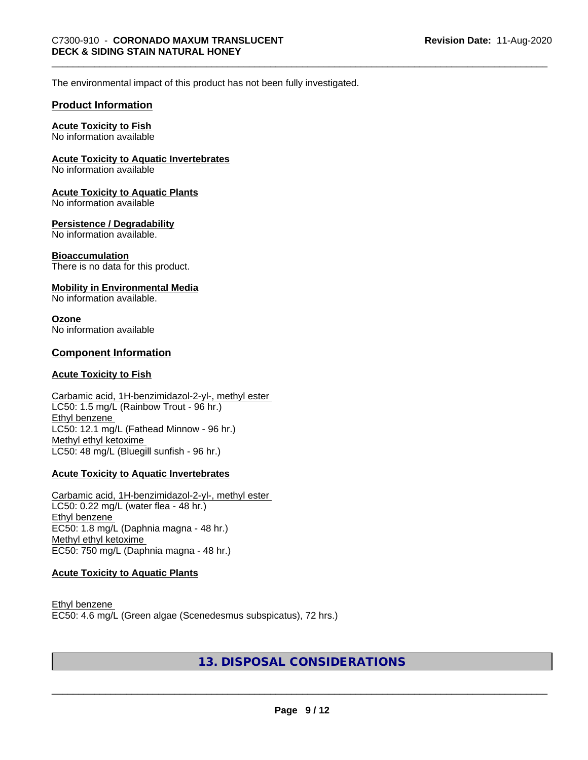The environmental impact of this product has not been fully investigated.

## Product Information

**Acute Toxicity to Fish**
No information available

**Acute Toxicity to Aquatic Invertebrates**
No information available

**Acute Toxicity to Aquatic Plants**
No information available

**Persistence / Degradability**
No information available.

**Bioaccumulation**
There is no data for this product.

**Mobility in Environmental Media**
No information available.

**Ozone**
No information available

## Component Information

**Acute Toxicity to Fish**

Carbamic acid, 1H-benzimidazol-2-yl-, methyl ester
LC50: 1.5 mg/L (Rainbow Trout - 96 hr.)
Ethyl benzene
LC50: 12.1 mg/L (Fathead Minnow - 96 hr.)
Methyl ethyl ketoxime
LC50: 48 mg/L (Bluegill sunfish - 96 hr.)

**Acute Toxicity to Aquatic Invertebrates**

Carbamic acid, 1H-benzimidazol-2-yl-, methyl ester
LC50: 0.22 mg/L (water flea - 48 hr.)
Ethyl benzene
EC50: 1.8 mg/L (Daphnia magna - 48 hr.)
Methyl ethyl ketoxime
EC50: 750 mg/L (Daphnia magna - 48 hr.)

**Acute Toxicity to Aquatic Plants**

Ethyl benzene
EC50: 4.6 mg/L (Green algae (Scenedesmus subspicatus), 72 hrs.)

# 13. DISPOSAL CONSIDERATIONS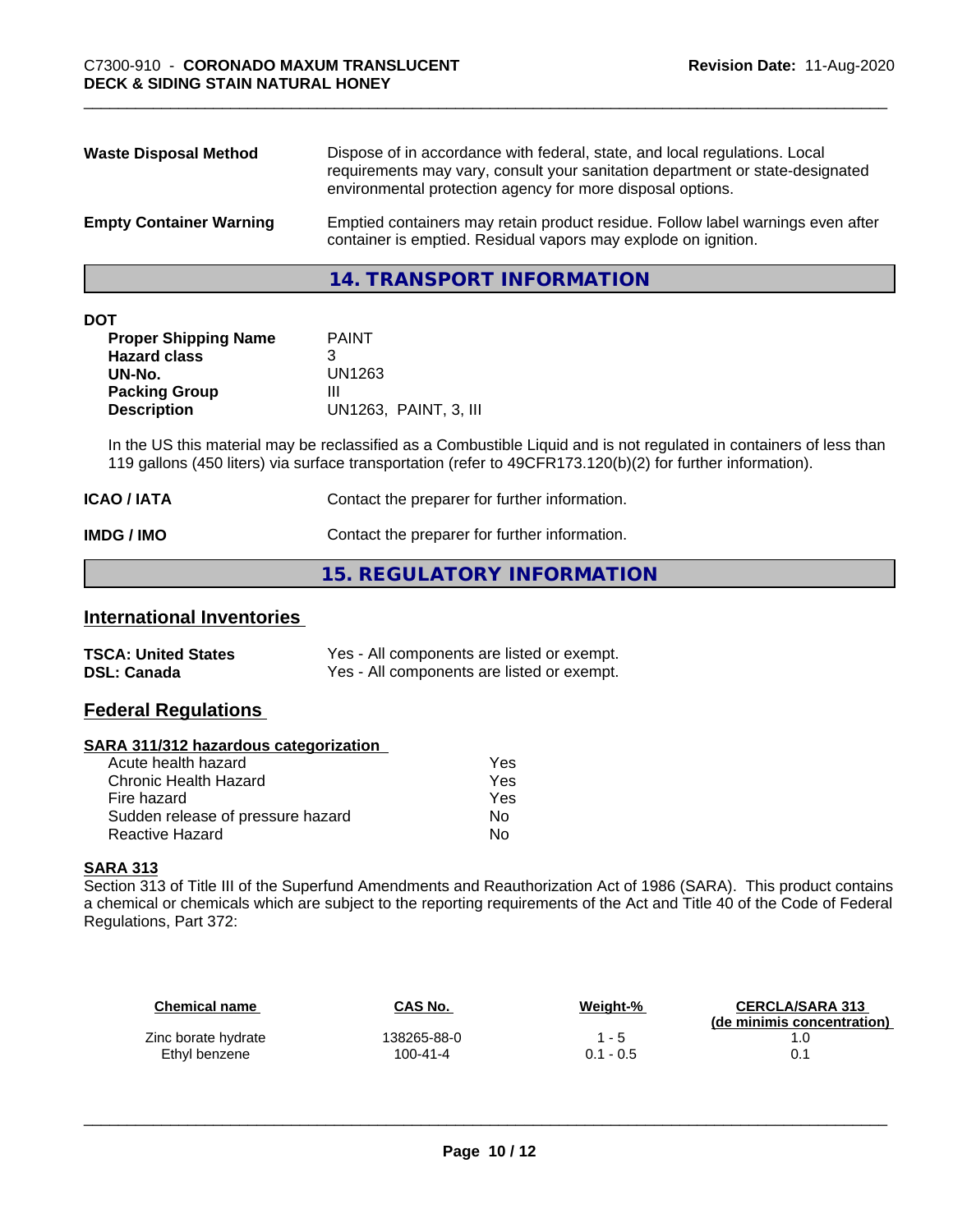| | |
|---|---|
| **Waste Disposal Method** | Dispose of in accordance with federal, state, and local regulations. Local requirements may vary, consult your sanitation department or state-designated environmental protection agency for more disposal options. |
| **Empty Container Warning** | Emptied containers may retain product residue. Follow label warnings even after container is emptied. Residual vapors may explode on ignition. |

## 14. TRANSPORT INFORMATION

**DOT**

| | |
|---|---|
| **Proper Shipping Name** | PAINT |
| **Hazard class** | 3 |
| **UN-No.** | UN1263 |
| **Packing Group** | III |
| **Description** | UN1263, PAINT, 3, III |

In the US this material may be reclassified as a Combustible Liquid and is not regulated in containers of less than 119 gallons (450 liters) via surface transportation (refer to 49CFR173.120(b)(2) for further information).

| | |
|---|---|
| **ICAO / IATA** | Contact the preparer for further information. |
| **IMDG / IMO** | Contact the preparer for further information. |

## 15. REGULATORY INFORMATION

### International Inventories

| | |
|---|---|
| **TSCA: United States** | Yes - All components are listed or exempt. |
| **DSL: Canada** | Yes - All components are listed or exempt. |

### Federal Regulations

**SARA 311/312 hazardous categorization**

| | |
|---|---|
| Acute health hazard | Yes |
| Chronic Health Hazard | Yes |
| Fire hazard | Yes |
| Sudden release of pressure hazard | No |
| Reactive Hazard | No |

**SARA 313**

Section 313 of Title III of the Superfund Amendments and Reauthorization Act of 1986 (SARA). This product contains a chemical or chemicals which are subject to the reporting requirements of the Act and Title 40 of the Code of Federal Regulations, Part 372:

| Chemical name | CAS No. | Weight-% | CERCLA/SARA 313 (de minimis concentration) |
|---|---|---|---|
| Zinc borate hydrate | 138265-88-0 | 1 - 5 | 1.0 |
| Ethyl benzene | 100-41-4 | 0.1 - 0.5 | 0.1 |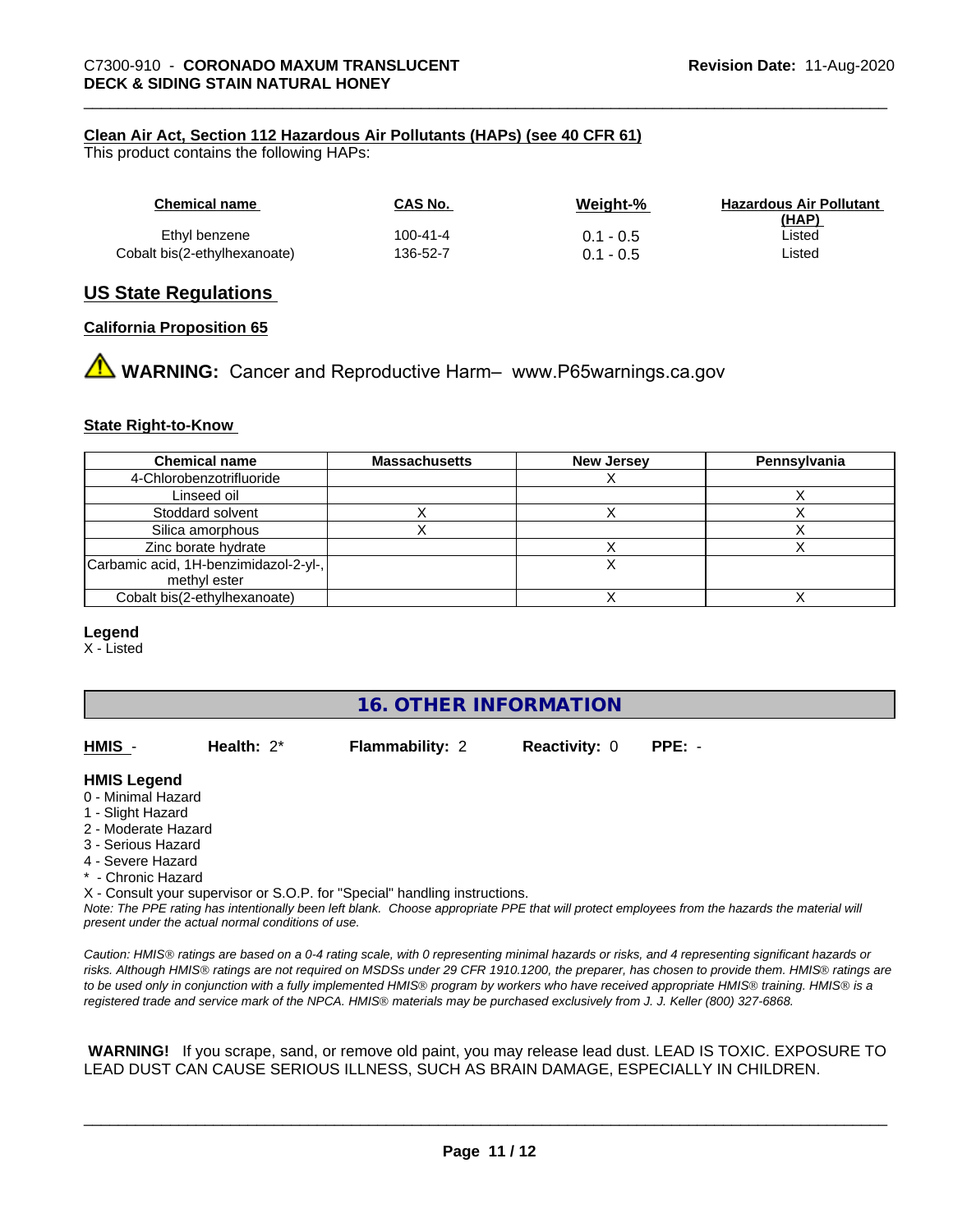**Clean Air Act, Section 112 Hazardous Air Pollutants (HAPs) (see 40 CFR 61)**

This product contains the following HAPs:

| Chemical name | CAS No. | Weight-% | Hazardous Air Pollutant (HAP) |
|---|---|---|---|
| Ethyl benzene | 100-41-4 | 0.1 - 0.5 | Listed |
| Cobalt bis(2-ethylhexanoate) | 136-52-7 | 0.1 - 0.5 | Listed |

## US State Regulations

**California Proposition 65**

**WARNING:** Cancer and Reproductive Harm– www.P65warnings.ca.gov

**State Right-to-Know**

| Chemical name | Massachusetts | New Jersey | Pennsylvania |
|---|---|---|---|
| 4-Chlorobenzotrifluoride | | X | |
| Linseed oil | | | X |
| Stoddard solvent | X | X | X |
| Silica amorphous | X | | X |
| Zinc borate hydrate | | X | X |
| Carbamic acid, 1H-benzimidazol-2-yl-, methyl ester | | X | |
| Cobalt bis(2-ethylhexanoate) | | X | X |

**Legend**

X - Listed

## 16. OTHER INFORMATION

**HMIS** - **Health:** 2* **Flammability:** 2 **Reactivity:** 0 **PPE:** -

**HMIS Legend**

0 - Minimal Hazard
1 - Slight Hazard
2 - Moderate Hazard
3 - Serious Hazard
4 - Severe Hazard
* - Chronic Hazard
X - Consult your supervisor or S.O.P. for "Special" handling instructions.

*Note: The PPE rating has intentionally been left blank. Choose appropriate PPE that will protect employees from the hazards the material will present under the actual normal conditions of use.*

*Caution: HMIS® ratings are based on a 0-4 rating scale, with 0 representing minimal hazards or risks, and 4 representing significant hazards or risks. Although HMIS® ratings are not required on MSDSs under 29 CFR 1910.1200, the preparer, has chosen to provide them. HMIS® ratings are to be used only in conjunction with a fully implemented HMIS® program by workers who have received appropriate HMIS® training. HMIS® is a registered trade and service mark of the NPCA. HMIS® materials may be purchased exclusively from J. J. Keller (800) 327-6868.*

**WARNING!** If you scrape, sand, or remove old paint, you may release lead dust. LEAD IS TOXIC. EXPOSURE TO LEAD DUST CAN CAUSE SERIOUS ILLNESS, SUCH AS BRAIN DAMAGE, ESPECIALLY IN CHILDREN.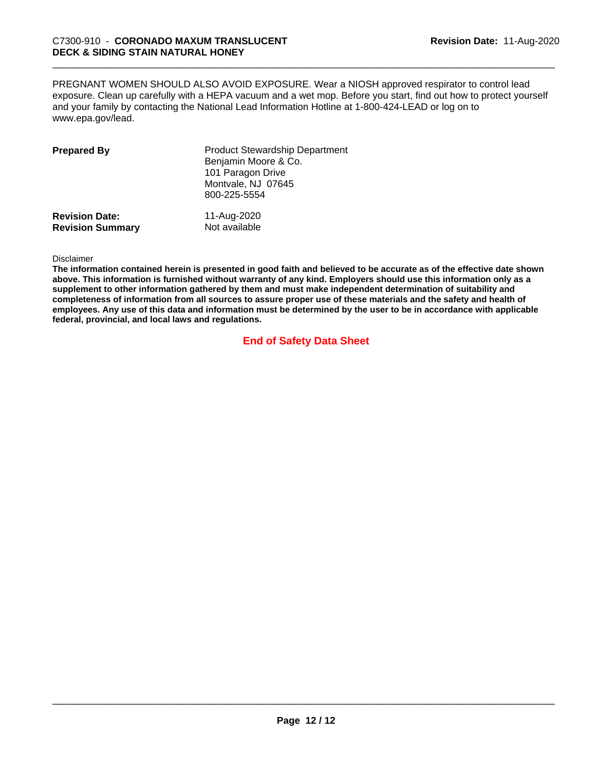PREGNANT WOMEN SHOULD ALSO AVOID EXPOSURE. Wear a NIOSH approved respirator to control lead exposure. Clean up carefully with a HEPA vacuum and a wet mop. Before you start, find out how to protect yourself and your family by contacting the National Lead Information Hotline at 1-800-424-LEAD or log on to www.epa.gov/lead.

**Prepared By**

Product Stewardship Department
Benjamin Moore & Co.
101 Paragon Drive
Montvale, NJ 07645
800-225-5554

**Revision Date:** 11-Aug-2020
**Revision Summary** Not available

Disclaimer

**The information contained herein is presented in good faith and believed to be accurate as of the effective date shown above. This information is furnished without warranty of any kind. Employers should use this information only as a supplement to other information gathered by them and must make independent determination of suitability and completeness of information from all sources to assure proper use of these materials and the safety and health of employees. Any use of this data and information must be determined by the user to be in accordance with applicable federal, provincial, and local laws and regulations.**

**End of Safety Data Sheet**